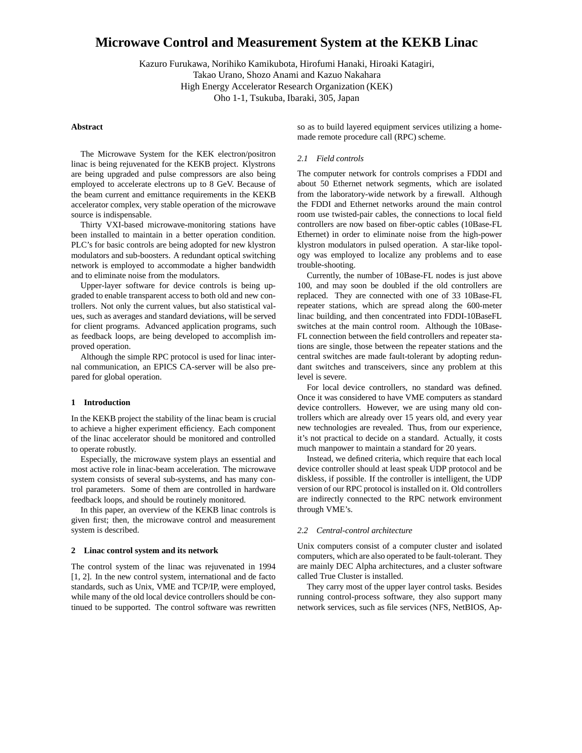# Microwave Control and Measurement System at the KEKB Linac

Kazuro Furukawa, Norihiko Kamikubota, Hirofumi Hanaki, Hiroaki Katagiri,
Takao Urano, Shozo Anami and Kazuo Nakahara
High Energy Accelerator Research Organization (KEK)
Oho 1-1, Tsukuba, Ibaraki, 305, Japan

### Abstract

The Microwave System for the KEK electron/positron linac is being rejuvenated for the KEKB project. Klystrons are being upgraded and pulse compressors are also being employed to accelerate electrons up to 8 GeV. Because of the beam current and emittance requirements in the KEKB accelerator complex, very stable operation of the microwave source is indispensable.

Thirty VXI-based microwave-monitoring stations have been installed to maintain in a better operation condition. PLC's for basic controls are being adopted for new klystron modulators and sub-boosters. A redundant optical switching network is employed to accommodate a higher bandwidth and to eliminate noise from the modulators.

Upper-layer software for device controls is being upgraded to enable transparent access to both old and new controllers. Not only the current values, but also statistical values, such as averages and standard deviations, will be served for client programs. Advanced application programs, such as feedback loops, are being developed to accomplish improved operation.

Although the simple RPC protocol is used for linac internal communication, an EPICS CA-server will be also prepared for global operation.

## 1 Introduction

In the KEKB project the stability of the linac beam is crucial to achieve a higher experiment efficiency. Each component of the linac accelerator should be monitored and controlled to operate robustly.

Especially, the microwave system plays an essential and most active role in linac-beam acceleration. The microwave system consists of several sub-systems, and has many control parameters. Some of them are controlled in hardware feedback loops, and should be routinely monitored.

In this paper, an overview of the KEKB linac controls is given first; then, the microwave control and measurement system is described.

## 2 Linac control system and its network

The control system of the linac was rejuvenated in 1994 [1, 2]. In the new control system, international and de facto standards, such as Unix, VME and TCP/IP, were employed, while many of the old local device controllers should be continued to be supported. The control software was rewritten so as to build layered equipment services utilizing a home-made remote procedure call (RPC) scheme.

### *2.1 Field controls*

The computer network for controls comprises a FDDI and about 50 Ethernet network segments, which are isolated from the laboratory-wide network by a firewall. Although the FDDI and Ethernet networks around the main control room use twisted-pair cables, the connections to local field controllers are now based on fiber-optic cables (10Base-FL Ethernet) in order to eliminate noise from the high-power klystron modulators in pulsed operation. A star-like topology was employed to localize any problems and to ease trouble-shooting.

Currently, the number of 10Base-FL nodes is just above 100, and may soon be doubled if the old controllers are replaced. They are connected with one of 33 10Base-FL repeater stations, which are spread along the 600-meter linac building, and then concentrated into FDDI-10BaseFL switches at the main control room. Although the 10Base-FL connection between the field controllers and repeater stations are single, those between the repeater stations and the central switches are made fault-tolerant by adopting redundant switches and transceivers, since any problem at this level is severe.

For local device controllers, no standard was defined. Once it was considered to have VME computers as standard device controllers. However, we are using many old controllers which are already over 15 years old, and every year new technologies are revealed. Thus, from our experience, it's not practical to decide on a standard. Actually, it costs much manpower to maintain a standard for 20 years.

Instead, we defined criteria, which require that each local device controller should at least speak UDP protocol and be diskless, if possible. If the controller is intelligent, the UDP version of our RPC protocol is installed on it. Old controllers are indirectly connected to the RPC network environment through VME's.

### *2.2 Central-control architecture*

Unix computers consist of a computer cluster and isolated computers, which are also operated to be fault-tolerant. They are mainly DEC Alpha architectures, and a cluster software called True Cluster is installed.

They carry most of the upper layer control tasks. Besides running control-process software, they also support many network services, such as file services (NFS, NetBIOS, Ap-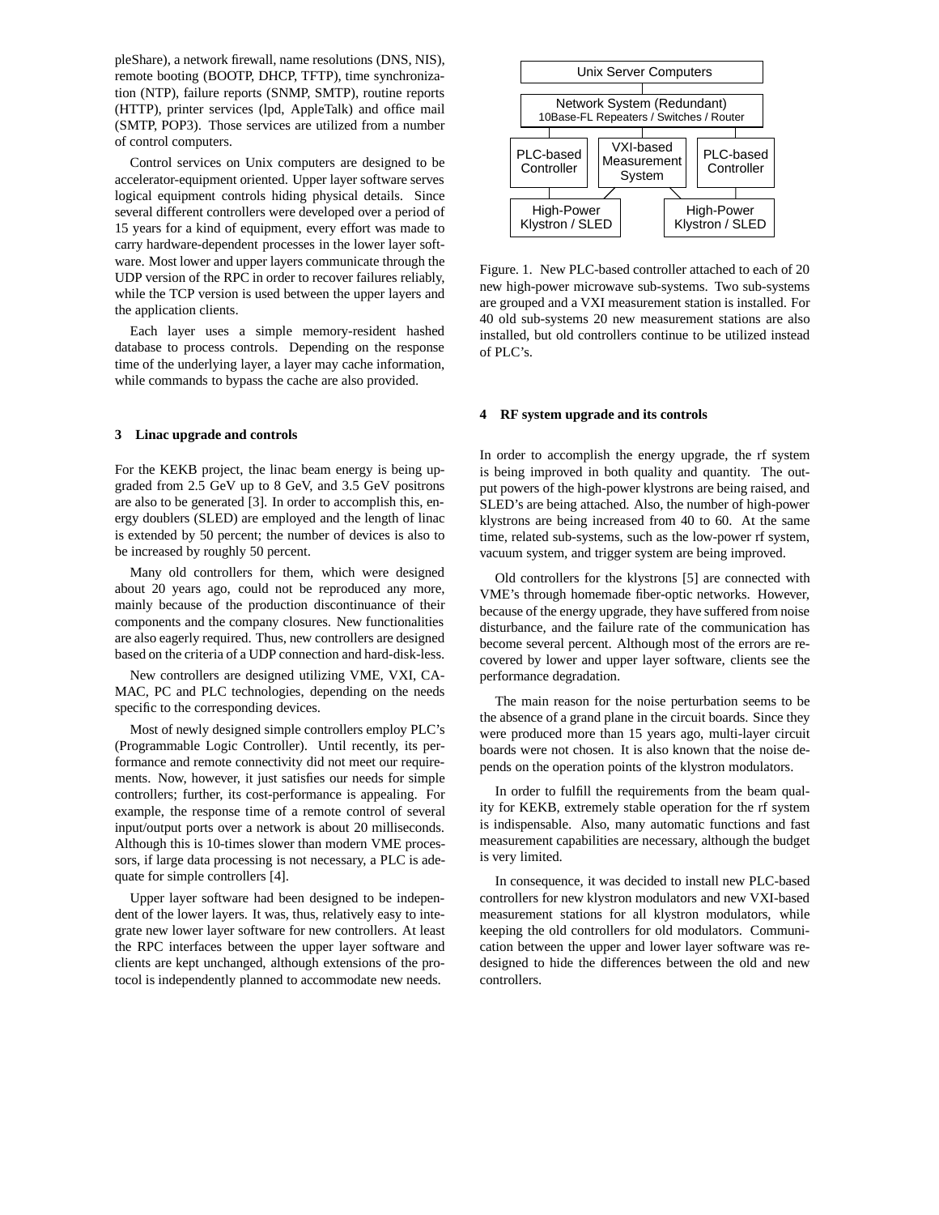pleShare), a network firewall, name resolutions (DNS, NIS), remote booting (BOOTP, DHCP, TFTP), time synchronization (NTP), failure reports (SNMP, SMTP), routine reports (HTTP), printer services (lpd, AppleTalk) and office mail (SMTP, POP3). Those services are utilized from a number of control computers.

Control services on Unix computers are designed to be accelerator-equipment oriented. Upper layer software serves logical equipment controls hiding physical details. Since several different controllers were developed over a period of 15 years for a kind of equipment, every effort was made to carry hardware-dependent processes in the lower layer software. Most lower and upper layers communicate through the UDP version of the RPC in order to recover failures reliably, while the TCP version is used between the upper layers and the application clients.

Each layer uses a simple memory-resident hashed database to process controls. Depending on the response time of the underlying layer, a layer may cache information, while commands to bypass the cache are also provided.

### 3 Linac upgrade and controls

For the KEKB project, the linac beam energy is being upgraded from 2.5 GeV up to 8 GeV, and 3.5 GeV positrons are also to be generated [3]. In order to accomplish this, energy doublers (SLED) are employed and the length of linac is extended by 50 percent; the number of devices is also to be increased by roughly 50 percent.

Many old controllers for them, which were designed about 20 years ago, could not be reproduced any more, mainly because of the production discontinuance of their components and the company closures. New functionalities are also eagerly required. Thus, new controllers are designed based on the criteria of a UDP connection and hard-disk-less.

New controllers are designed utilizing VME, VXI, CAMAC, PC and PLC technologies, depending on the needs specific to the corresponding devices.

Most of newly designed simple controllers employ PLC's (Programmable Logic Controller). Until recently, its performance and remote connectivity did not meet our requirements. Now, however, it just satisfies our needs for simple controllers; further, its cost-performance is appealing. For example, the response time of a remote control of several input/output ports over a network is about 20 milliseconds. Although this is 10-times slower than modern VME processors, if large data processing is not necessary, a PLC is adequate for simple controllers [4].

Upper layer software had been designed to be independent of the lower layers. It was, thus, relatively easy to integrate new lower layer software for new controllers. At least the RPC interfaces between the upper layer software and clients are kept unchanged, although extensions of the protocol is independently planned to accommodate new needs.

```
                 Unix Server Computers
                          |
             Network System (Redundant)
       10Base-FL Repeaters / Switches / Router
          |               |               |
   PLC-based        VXI-based        PLC-based
   Controller      Measurement       Controller
                     System
          |        /         \        |
     High-Power                   High-Power
   Klystron / SLED              Klystron / SLED
```

Figure. 1. New PLC-based controller attached to each of 20 new high-power microwave sub-systems. Two sub-systems are grouped and a VXI measurement station is installed. For 40 old sub-systems 20 new measurement stations are also installed, but old controllers continue to be utilized instead of PLC's.

### 4 RF system upgrade and its controls

In order to accomplish the energy upgrade, the rf system is being improved in both quality and quantity. The output powers of the high-power klystrons are being raised, and SLED's are being attached. Also, the number of high-power klystrons are being increased from 40 to 60. At the same time, related sub-systems, such as the low-power rf system, vacuum system, and trigger system are being improved.

Old controllers for the klystrons [5] are connected with VME's through homemade fiber-optic networks. However, because of the energy upgrade, they have suffered from noise disturbance, and the failure rate of the communication has become several percent. Although most of the errors are recovered by lower and upper layer software, clients see the performance degradation.

The main reason for the noise perturbation seems to be the absence of a grand plane in the circuit boards. Since they were produced more than 15 years ago, multi-layer circuit boards were not chosen. It is also known that the noise depends on the operation points of the klystron modulators.

In order to fulfill the requirements from the beam quality for KEKB, extremely stable operation for the rf system is indispensable. Also, many automatic functions and fast measurement capabilities are necessary, although the budget is very limited.

In consequence, it was decided to install new PLC-based controllers for new klystron modulators and new VXI-based measurement stations for all klystron modulators, while keeping the old controllers for old modulators. Communication between the upper and lower layer software was redesigned to hide the differences between the old and new controllers.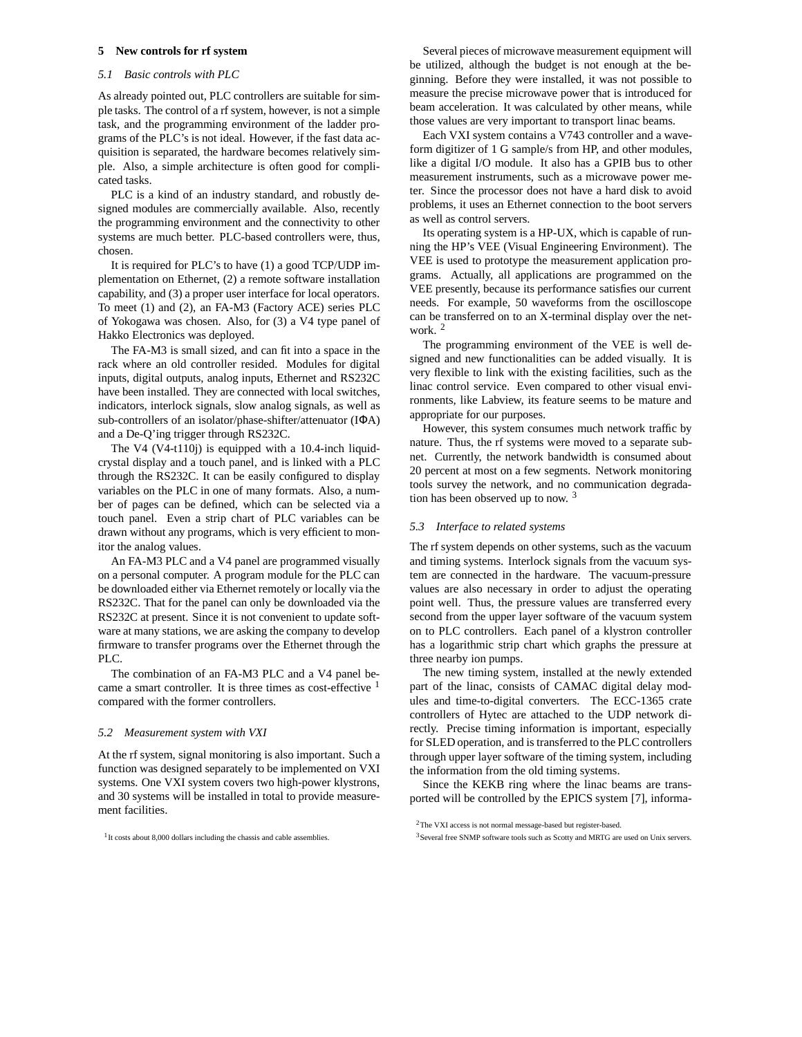## 5 New controls for rf system

### 5.1 Basic controls with PLC

As already pointed out, PLC controllers are suitable for simple tasks. The control of a rf system, however, is not a simple task, and the programming environment of the ladder programs of the PLC's is not ideal. However, if the fast data acquisition is separated, the hardware becomes relatively simple. Also, a simple architecture is often good for complicated tasks.

PLC is a kind of an industry standard, and robustly designed modules are commercially available. Also, recently the programming environment and the connectivity to other systems are much better. PLC-based controllers were, thus, chosen.

It is required for PLC's to have (1) a good TCP/UDP implementation on Ethernet, (2) a remote software installation capability, and (3) a proper user interface for local operators. To meet (1) and (2), an FA-M3 (Factory ACE) series PLC of Yokogawa was chosen. Also, for (3) a V4 type panel of Hakko Electronics was deployed.

The FA-M3 is small sized, and can fit into a space in the rack where an old controller resided. Modules for digital inputs, digital outputs, analog inputs, Ethernet and RS232C have been installed. They are connected with local switches, indicators, interlock signals, slow analog signals, as well as sub-controllers of an isolator/phase-shifter/attenuator (IΦA) and a De-Q'ing trigger through RS232C.

The V4 (V4-t110j) is equipped with a 10.4-inch liquid-crystal display and a touch panel, and is linked with a PLC through the RS232C. It can be easily configured to display variables on the PLC in one of many formats. Also, a number of pages can be defined, which can be selected via a touch panel. Even a strip chart of PLC variables can be drawn without any programs, which is very efficient to monitor the analog values.

An FA-M3 PLC and a V4 panel are programmed visually on a personal computer. A program module for the PLC can be downloaded either via Ethernet remotely or locally via the RS232C. That for the panel can only be downloaded via the RS232C at present. Since it is not convenient to update software at many stations, we are asking the company to develop firmware to transfer programs over the Ethernet through the PLC.

The combination of an FA-M3 PLC and a V4 panel became a smart controller. It is three times as cost-effective [1] compared with the former controllers.

### 5.2 Measurement system with VXI

At the rf system, signal monitoring is also important. Such a function was designed separately to be implemented on VXI systems. One VXI system covers two high-power klystrons, and 30 systems will be installed in total to provide measurement facilities.

Several pieces of microwave measurement equipment will be utilized, although the budget is not enough at the beginning. Before they were installed, it was not possible to measure the precise microwave power that is introduced for beam acceleration. It was calculated by other means, while those values are very important to transport linac beams.

Each VXI system contains a V743 controller and a waveform digitizer of 1 G sample/s from HP, and other modules, like a digital I/O module. It also has a GPIB bus to other measurement instruments, such as a microwave power meter. Since the processor does not have a hard disk to avoid problems, it uses an Ethernet connection to the boot servers as well as control servers.

Its operating system is a HP-UX, which is capable of running the HP's VEE (Visual Engineering Environment). The VEE is used to prototype the measurement application programs. Actually, all applications are programmed on the VEE presently, because its performance satisfies our current needs. For example, 50 waveforms from the oscilloscope can be transferred on to an X-terminal display over the network. [2]

The programming environment of the VEE is well designed and new functionalities can be added visually. It is very flexible to link with the existing facilities, such as the linac control service. Even compared to other visual environments, like Labview, its feature seems to be mature and appropriate for our purposes.

However, this system consumes much network traffic by nature. Thus, the rf systems were moved to a separate subnet. Currently, the network bandwidth is consumed about 20 percent at most on a few segments. Network monitoring tools survey the network, and no communication degradation has been observed up to now. [3]

### 5.3 Interface to related systems

The rf system depends on other systems, such as the vacuum and timing systems. Interlock signals from the vacuum system are connected in the hardware. The vacuum-pressure values are also necessary in order to adjust the operating point well. Thus, the pressure values are transferred every second from the upper layer software of the vacuum system on to PLC controllers. Each panel of a klystron controller has a logarithmic strip chart which graphs the pressure at three nearby ion pumps.

The new timing system, installed at the newly extended part of the linac, consists of CAMAC digital delay modules and time-to-digital converters. The ECC-1365 crate controllers of Hytec are attached to the UDP network directly. Precise timing information is important, especially for SLED operation, and is transferred to the PLC controllers through upper layer software of the timing system, including the information from the old timing systems.

Since the KEKB ring where the linac beams are transported will be controlled by the EPICS system [7], informa-

---

[1] It costs about 8,000 dollars including the chassis and cable assemblies.

[2] The VXI access is not normal message-based but register-based.

[3] Several free SNMP software tools such as Scotty and MRTG are used on Unix servers.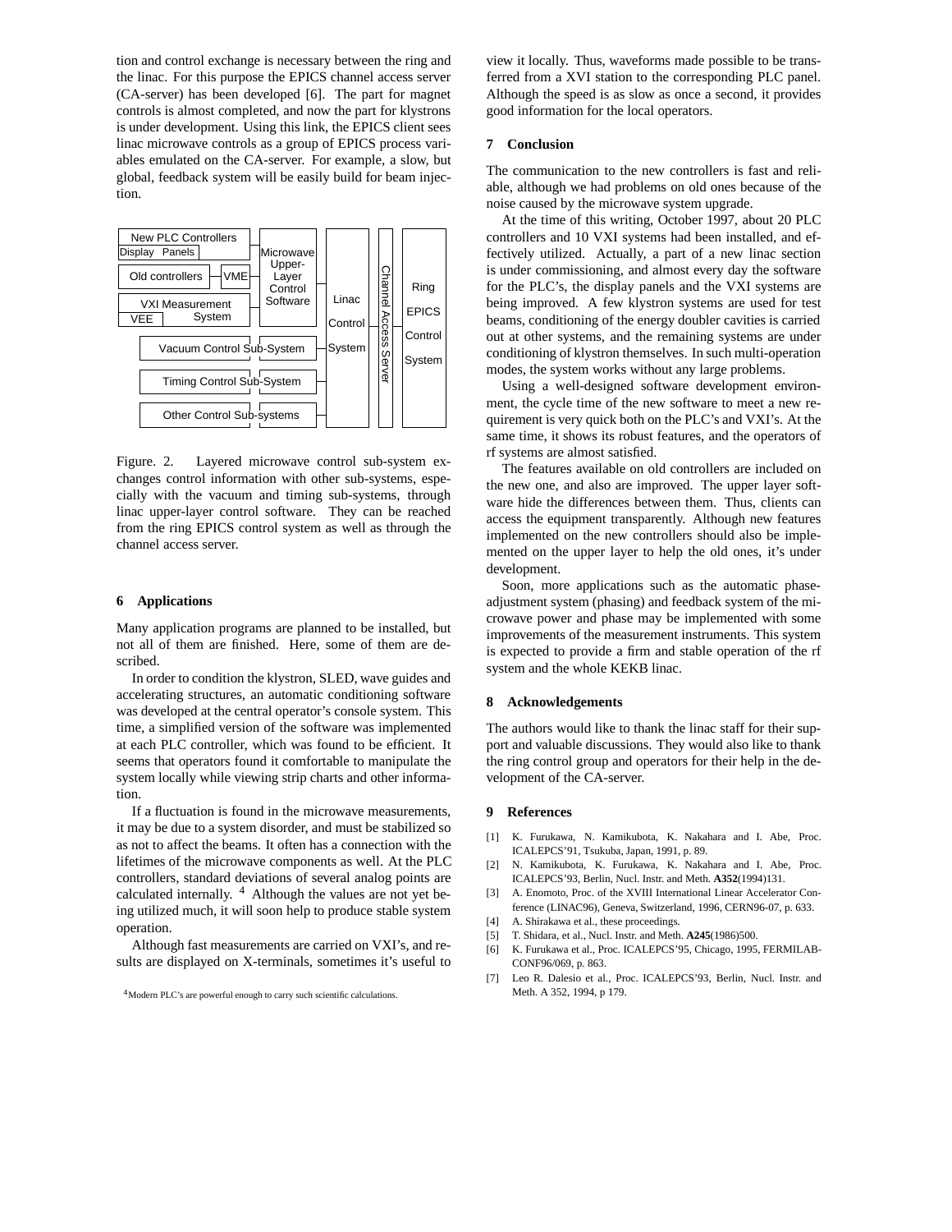tion and control exchange is necessary between the ring and the linac. For this purpose the EPICS channel access server (CA-server) has been developed [6]. The part for magnet controls is almost completed, and now the part for klystrons is under development. Using this link, the EPICS client sees linac microwave controls as a group of EPICS process variables emulated on the CA-server. For example, a slow, but global, feedback system will be easily build for beam injection.

New PLC Controllers
Display Panels
Old controllers
VME
VXI Measurement System
VEE
Microwave Upper-Layer Control Software
Vacuum Control Sub-System
Timing Control Sub-System
Other Control Sub-systems
Linac Control System
Channel Access Server
Ring EPICS Control System

Figure. 2. Layered microwave control sub-system exchanges control information with other sub-systems, especially with the vacuum and timing sub-systems, through linac upper-layer control software. They can be reached from the ring EPICS control system as well as through the channel access server.

## 6 Applications

Many application programs are planned to be installed, but not all of them are finished. Here, some of them are described.

In order to condition the klystron, SLED, wave guides and accelerating structures, an automatic conditioning software was developed at the central operator's console system. This time, a simplified version of the software was implemented at each PLC controller, which was found to be efficient. It seems that operators found it comfortable to manipulate the system locally while viewing strip charts and other information.

If a fluctuation is found in the microwave measurements, it may be due to a system disorder, and must be stabilized so as not to affect the beams. It often has a connection with the lifetimes of the microwave components as well. At the PLC controllers, standard deviations of several analog points are calculated internally. [4] Although the values are not yet being utilized much, it will soon help to produce stable system operation.

Although fast measurements are carried on VXI's, and results are displayed on X-terminals, sometimes it's useful to view it locally. Thus, waveforms made possible to be transferred from a XVI station to the corresponding PLC panel. Although the speed is as slow as once a second, it provides good information for the local operators.

[4] Modern PLC's are powerful enough to carry such scientific calculations.

## 7 Conclusion

The communication to the new controllers is fast and reliable, although we had problems on old ones because of the noise caused by the microwave system upgrade.

At the time of this writing, October 1997, about 20 PLC controllers and 10 VXI systems had been installed, and effectively utilized. Actually, a part of a new linac section is under commissioning, and almost every day the software for the PLC's, the display panels and the VXI systems are being improved. A few klystron systems are used for test beams, conditioning of the energy doubler cavities is carried out at other systems, and the remaining systems are under conditioning of klystron themselves. In such multi-operation modes, the system works without any large problems.

Using a well-designed software development environment, the cycle time of the new software to meet a new requirement is very quick both on the PLC's and VXI's. At the same time, it shows its robust features, and the operators of rf systems are almost satisfied.

The features available on old controllers are included on the new one, and also are improved. The upper layer software hide the differences between them. Thus, clients can access the equipment transparently. Although new features implemented on the new controllers should also be implemented on the upper layer to help the old ones, it's under development.

Soon, more applications such as the automatic phase-adjustment system (phasing) and feedback system of the microwave power and phase may be implemented with some improvements of the measurement instruments. This system is expected to provide a firm and stable operation of the rf system and the whole KEKB linac.

## 8 Acknowledgements

The authors would like to thank the linac staff for their support and valuable discussions. They would also like to thank the ring control group and operators for their help in the development of the CA-server.

## 9 References

[1] K. Furukawa, N. Kamikubota, K. Nakahara and I. Abe, Proc. ICALEPCS'91, Tsukuba, Japan, 1991, p. 89.

[2] N. Kamikubota, K. Furukawa, K. Nakahara and I. Abe, Proc. ICALEPCS'93, Berlin, Nucl. Instr. and Meth. **A352**(1994)131.

[3] A. Enomoto, Proc. of the XVIII International Linear Accelerator Conference (LINAC96), Geneva, Switzerland, 1996, CERN96-07, p. 633.

[4] A. Shirakawa et al., these proceedings.

[5] T. Shidara, et al., Nucl. Instr. and Meth. **A245**(1986)500.

[6] K. Furukawa et al., Proc. ICALEPCS'95, Chicago, 1995, FERMILAB-CONF96/069, p. 863.

[7] Leo R. Dalesio et al., Proc. ICALEPCS'93, Berlin, Nucl. Instr. and Meth. A 352, 1994, p 179.